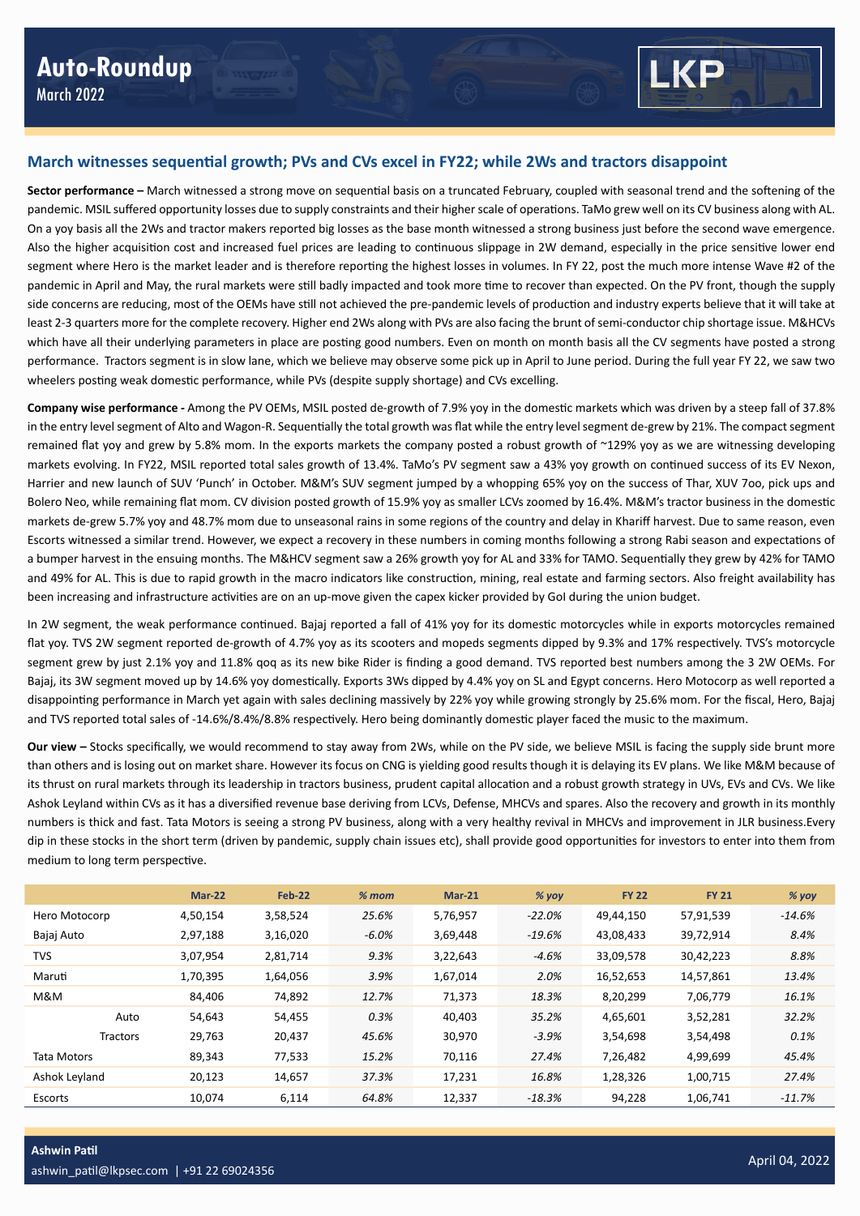# Auto-Roundup

March 2022

## March witnesses sequential growth; PVs and CVs excel in FY22; while 2Ws and tractors disappoint

**Sector performance –** March witnessed a strong move on sequential basis on a truncated February, coupled with seasonal trend and the softening of the pandemic. MSIL suffered opportunity losses due to supply constraints and their higher scale of operations. TaMo grew well on its CV business along with AL. On a yoy basis all the 2Ws and tractor makers reported big losses as the base month witnessed a strong business just before the second wave emergence. Also the higher acquisition cost and increased fuel prices are leading to continuous slippage in 2W demand, especially in the price sensitive lower end segment where Hero is the market leader and is therefore reporting the highest losses in volumes. In FY 22, post the much more intense Wave #2 of the pandemic in April and May, the rural markets were still badly impacted and took more time to recover than expected. On the PV front, though the supply side concerns are reducing, most of the OEMs have still not achieved the pre-pandemic levels of production and industry experts believe that it will take at least 2-3 quarters more for the complete recovery. Higher end 2Ws along with PVs are also facing the brunt of semi-conductor chip shortage issue. M&HCVs which have all their underlying parameters in place are posting good numbers. Even on month on month basis all the CV segments have posted a strong performance. Tractors segment is in slow lane, which we believe may observe some pick up in April to June period. During the full year FY 22, we saw two wheelers posting weak domestic performance, while PVs (despite supply shortage) and CVs excelling.

**Company wise performance -** Among the PV OEMs, MSIL posted de-growth of 7.9% yoy in the domestic markets which was driven by a steep fall of 37.8% in the entry level segment of Alto and Wagon-R. Sequentially the total growth was flat while the entry level segment de-grew by 21%. The compact segment remained flat yoy and grew by 5.8% mom. In the exports markets the company posted a robust growth of ~129% yoy as we are witnessing developing markets evolving. In FY22, MSIL reported total sales growth of 13.4%. TaMo's PV segment saw a 43% yoy growth on continued success of its EV Nexon, Harrier and new launch of SUV 'Punch' in October. M&M's SUV segment jumped by a whopping 65% yoy on the success of Thar, XUV 7oo, pick ups and Bolero Neo, while remaining flat mom. CV division posted growth of 15.9% yoy as smaller LCVs zoomed by 16.4%. M&M's tractor business in the domestic markets de-grew 5.7% yoy and 48.7% mom due to unseasonal rains in some regions of the country and delay in Khariff harvest. Due to same reason, even Escorts witnessed a similar trend. However, we expect a recovery in these numbers in coming months following a strong Rabi season and expectations of a bumper harvest in the ensuing months. The M&HCV segment saw a 26% growth yoy for AL and 33% for TAMO. Sequentially they grew by 42% for TAMO and 49% for AL. This is due to rapid growth in the macro indicators like construction, mining, real estate and farming sectors. Also freight availability has been increasing and infrastructure activities are on an up-move given the capex kicker provided by GoI during the union budget.

In 2W segment, the weak performance continued. Bajaj reported a fall of 41% yoy for its domestic motorcycles while in exports motorcycles remained flat yoy. TVS 2W segment reported de-growth of 4.7% yoy as its scooters and mopeds segments dipped by 9.3% and 17% respectively. TVS's motorcycle segment grew by just 2.1% yoy and 11.8% qoq as its new bike Rider is finding a good demand. TVS reported best numbers among the 3 2W OEMs. For Bajaj, its 3W segment moved up by 14.6% yoy domestically. Exports 3Ws dipped by 4.4% yoy on SL and Egypt concerns. Hero Motocorp as well reported a disappointing performance in March yet again with sales declining massively by 22% yoy while growing strongly by 25.6% mom. For the fiscal, Hero, Bajaj and TVS reported total sales of -14.6%/8.4%/8.8% respectively. Hero being dominantly domestic player faced the music to the maximum.

**Our view –** Stocks specifically, we would recommend to stay away from 2Ws, while on the PV side, we believe MSIL is facing the supply side brunt more than others and is losing out on market share. However its focus on CNG is yielding good results though it is delaying its EV plans. We like M&M because of its thrust on rural markets through its leadership in tractors business, prudent capital allocation and a robust growth strategy in UVs, EVs and CVs. We like Ashok Leyland within CVs as it has a diversified revenue base deriving from LCVs, Defense, MHCVs and spares. Also the recovery and growth in its monthly numbers is thick and fast. Tata Motors is seeing a strong PV business, along with a very healthy revival in MHCVs and improvement in JLR business.Every dip in these stocks in the short term (driven by pandemic, supply chain issues etc), shall provide good opportunities for investors to enter into them from medium to long term perspective.

| | Mar-22 | Feb-22 | *% mom* | Mar-21 | *% yoy* | FY 22 | FY 21 | *% yoy* |
|---|---|---|---|---|---|---|---|---|
| Hero Motocorp | 4,50,154 | 3,58,524 | *25.6%* | 5,76,957 | *-22.0%* | 49,44,150 | 57,91,539 | *-14.6%* |
| Bajaj Auto | 2,97,188 | 3,16,020 | *-6.0%* | 3,69,448 | *-19.6%* | 43,08,433 | 39,72,914 | *8.4%* |
| TVS | 3,07,954 | 2,81,714 | *9.3%* | 3,22,643 | *-4.6%* | 33,09,578 | 30,42,223 | *8.8%* |
| Maruti | 1,70,395 | 1,64,056 | *3.9%* | 1,67,014 | *2.0%* | 16,52,653 | 14,57,861 | *13.4%* |
| M&M | 84,406 | 74,892 | *12.7%* | 71,373 | *18.3%* | 8,20,299 | 7,06,779 | *16.1%* |
| Auto | 54,643 | 54,455 | *0.3%* | 40,403 | *35.2%* | 4,65,601 | 3,52,281 | *32.2%* |
| Tractors | 29,763 | 20,437 | *45.6%* | 30,970 | *-3.9%* | 3,54,698 | 3,54,498 | *0.1%* |
| Tata Motors | 89,343 | 77,533 | *15.2%* | 70,116 | *27.4%* | 7,26,482 | 4,99,699 | *45.4%* |
| Ashok Leyland | 20,123 | 14,657 | *37.3%* | 17,231 | *16.8%* | 1,28,326 | 1,00,715 | *27.4%* |
| Escorts | 10,074 | 6,114 | *64.8%* | 12,337 | *-18.3%* | 94,228 | 1,06,741 | *-11.7%* |

**Ashwin Patil**
ashwin_patil@lkpsec.com | +91 22 69024356

April 04, 2022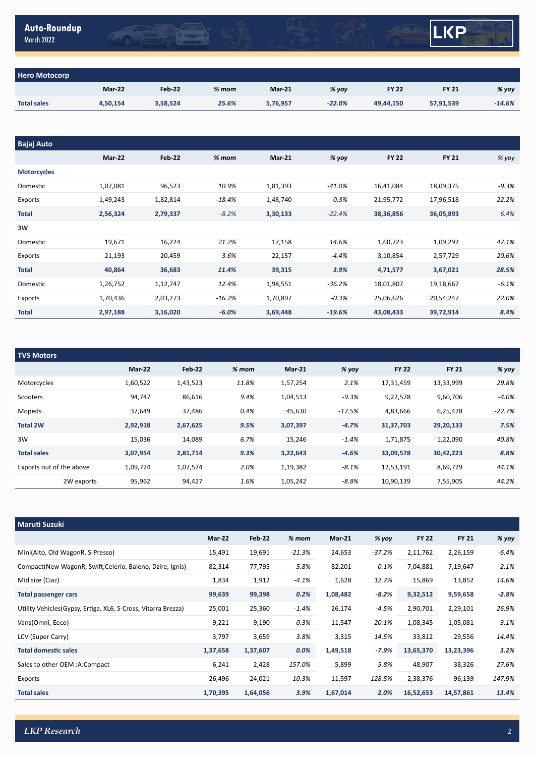## Hero Motocorp

| | Mar-22 | Feb-22 | % mom | Mar-21 | % yoy | FY 22 | FY 21 | % yoy |
|---|---|---|---|---|---|---|---|---|
| **Total sales** | **4,50,154** | **3,58,524** | ***25.6%*** | **5,76,957** | ***-22.0%*** | **49,44,150** | **57,91,539** | ***-14.6%*** |

## Bajaj Auto

| | Mar-22 | Feb-22 | % mom | Mar-21 | % yoy | FY 22 | FY 21 | % yoy |
|---|---|---|---|---|---|---|---|---|
| **Motorcycles** | | | | | | | | |
| Domestic | 1,07,081 | 96,523 | *10.9%* | 1,81,393 | *-41.0%* | 16,41,084 | 18,09,375 | *-9.3%* |
| Exports | 1,49,243 | 1,82,814 | *-18.4%* | 1,48,740 | *0.3%* | 21,95,772 | 17,96,518 | *22.2%* |
| **Total** | **2,56,324** | **2,79,337** | *-8.2%* | **3,30,133** | *-22.4%* | **38,36,856** | **36,05,893** | *6.4%* |
| **3W** | | | | | | | | |
| Domestic | 19,671 | 16,224 | *21.2%* | 17,158 | *14.6%* | 1,60,723 | 1,09,292 | *47.1%* |
| Exports | 21,193 | 20,459 | *3.6%* | 22,157 | *-4.4%* | 3,10,854 | 2,57,729 | *20.6%* |
| **Total** | **40,864** | **36,683** | ***11.4%*** | **39,315** | ***3.9%*** | **4,71,577** | **3,67,021** | ***28.5%*** |
| Domestic | 1,26,752 | 1,12,747 | *12.4%* | 1,98,551 | *-36.2%* | 18,01,807 | 19,18,667 | *-6.1%* |
| Exports | 1,70,436 | 2,03,273 | *-16.2%* | 1,70,897 | *-0.3%* | 25,06,626 | 20,54,247 | *22.0%* |
| **Total** | **2,97,188** | **3,16,020** | ***-6.0%*** | **3,69,448** | ***-19.6%*** | **43,08,433** | **39,72,914** | ***8.4%*** |

## TVS Motors

| | Mar-22 | Feb-22 | % mom | Mar-21 | % yoy | FY 22 | FY 21 | % yoy |
|---|---|---|---|---|---|---|---|---|
| Motorcycles | 1,60,522 | 1,43,523 | *11.8%* | 1,57,254 | *2.1%* | 17,31,459 | 13,33,999 | *29.8%* |
| Scooters | 94,747 | 86,616 | *9.4%* | 1,04,513 | *-9.3%* | 9,22,578 | 9,60,706 | *-4.0%* |
| Mopeds | 37,649 | 37,486 | *0.4%* | 45,630 | *-17.5%* | 4,83,666 | 6,25,428 | *-22.7%* |
| **Total 2W** | **2,92,918** | **2,67,625** | ***9.5%*** | **3,07,397** | ***-4.7%*** | **31,37,703** | **29,20,133** | ***7.5%*** |
| 3W | 15,036 | 14,089 | *6.7%* | 15,246 | *-1.4%* | 1,71,875 | 1,22,090 | *40.8%* |
| **Total sales** | **3,07,954** | **2,81,714** | ***9.3%*** | **3,22,643** | ***-4.6%*** | **33,09,578** | **30,42,223** | ***8.8%*** |
| Exports out of the above | 1,09,724 | 1,07,574 | *2.0%* | 1,19,382 | *-8.1%* | 12,53,191 | 8,69,729 | *44.1%* |
| 2W exports | 95,962 | 94,427 | *1.6%* | 1,05,242 | *-8.8%* | 10,90,139 | 7,55,905 | *44.2%* |

## Maruti Suzuki

| | Mar-22 | Feb-22 | % mom | Mar-21 | % yoy | FY 22 | FY 21 | % yoy |
|---|---|---|---|---|---|---|---|---|
| Mini(Alto, Old WagonR, S-Presso) | 15,491 | 19,691 | *-21.3%* | 24,653 | *-37.2%* | 2,11,762 | 2,26,159 | *-6.4%* |
| Compact(New WagonR, Swift,Celerio, Baleno, Dzire, Ignis) | 82,314 | 77,795 | *5.8%* | 82,201 | *0.1%* | 7,04,881 | 7,19,647 | *-2.1%* |
| Mid size (Ciaz) | 1,834 | 1,912 | *-4.1%* | 1,628 | *12.7%* | 15,869 | 13,852 | *14.6%* |
| **Total passenger cars** | **99,639** | **99,398** | ***0.2%*** | **1,08,482** | ***-8.2%*** | **9,32,512** | **9,59,658** | ***-2.8%*** |
| Utility Vehicles(Gypsy, Ertiga, XL6, S-Cross, Vitarra Brezza) | 25,001 | 25,360 | *-1.4%* | 26,174 | *-4.5%* | 2,90,701 | 2,29,101 | *26.9%* |
| Vans(Omni, Eeco) | 9,221 | 9,190 | *0.3%* | 11,547 | *-20.1%* | 1,08,345 | 1,05,081 | *3.1%* |
| LCV (Super Carry) | 3,797 | 3,659 | *3.8%* | 3,315 | *14.5%* | 33,812 | 29,556 | *14.4%* |
| **Total domestic sales** | **1,37,658** | **1,37,607** | ***0.0%*** | **1,49,518** | ***-7.9%*** | **13,65,370** | **13,23,396** | ***3.2%*** |
| Sales to other OEM :A:Compact | 6,241 | 2,428 | *157.0%* | 5,899 | *5.8%* | 48,907 | 38,326 | *27.6%* |
| Exports | 26,496 | 24,021 | *10.3%* | 11,597 | *128.5%* | 2,38,376 | 96,139 | *147.9%* |
| **Total sales** | **1,70,395** | **1,64,056** | ***3.9%*** | **1,67,014** | ***2.0%*** | **16,52,653** | **14,57,861** | ***13.4%*** |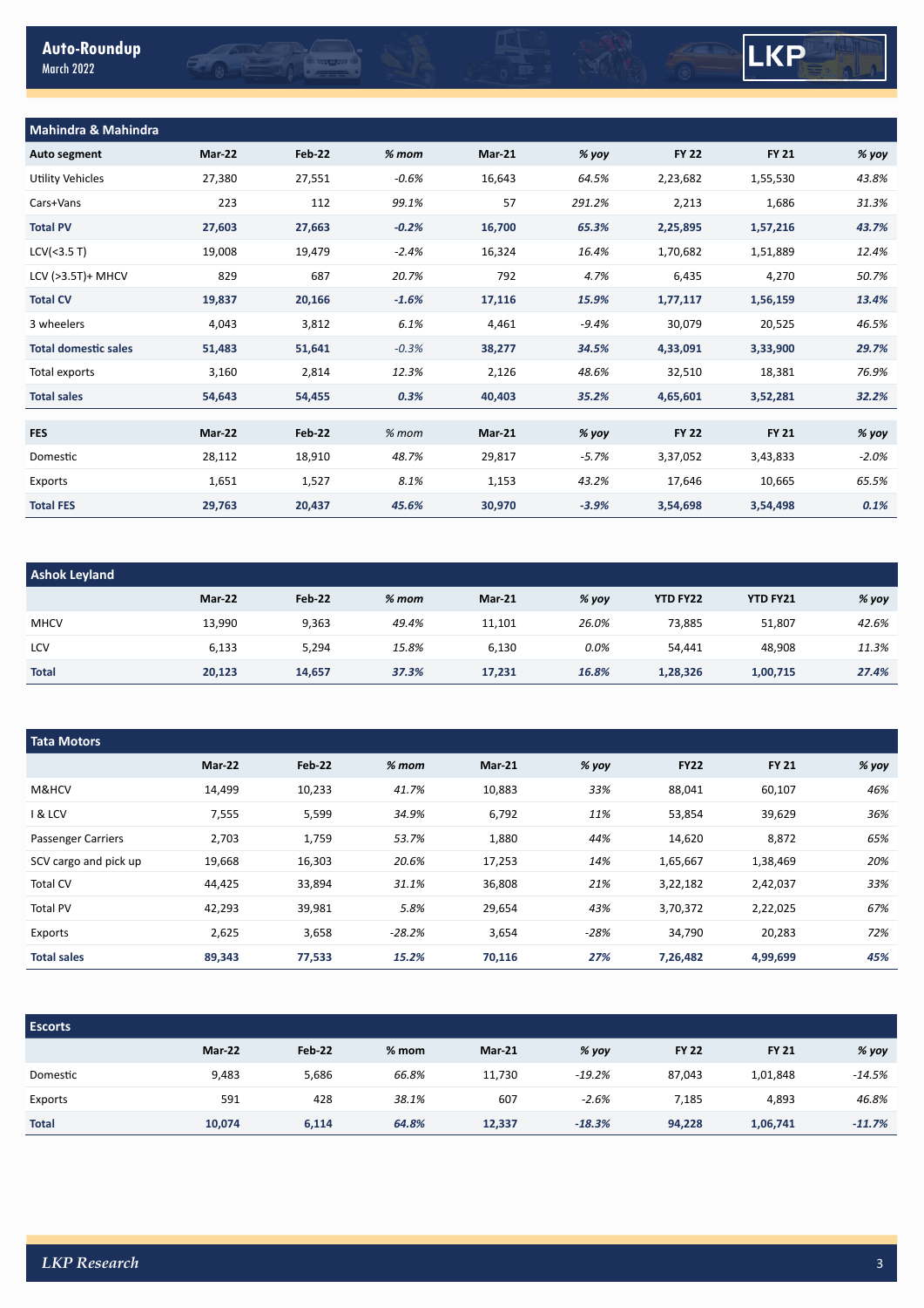## Mahindra & Mahindra

| Auto segment | Mar-22 | Feb-22 | % mom | Mar-21 | % yoy | FY 22 | FY 21 | % yoy |
|---|---|---|---|---|---|---|---|---|
| Utility Vehicles | 27,380 | 27,551 | -0.6% | 16,643 | 64.5% | 2,23,682 | 1,55,530 | 43.8% |
| Cars+Vans | 223 | 112 | 99.1% | 57 | 291.2% | 2,213 | 1,686 | 31.3% |
| **Total PV** | **27,603** | **27,663** | **-0.2%** | **16,700** | **65.3%** | **2,25,895** | **1,57,216** | **43.7%** |
| LCV(<3.5 T) | 19,008 | 19,479 | -2.4% | 16,324 | 16.4% | 1,70,682 | 1,51,889 | 12.4% |
| LCV (>3.5T)+ MHCV | 829 | 687 | 20.7% | 792 | 4.7% | 6,435 | 4,270 | 50.7% |
| **Total CV** | **19,837** | **20,166** | **-1.6%** | **17,116** | **15.9%** | **1,77,117** | **1,56,159** | **13.4%** |
| 3 wheelers | 4,043 | 3,812 | 6.1% | 4,461 | -9.4% | 30,079 | 20,525 | 46.5% |
| **Total domestic sales** | **51,483** | **51,641** | -0.3% | **38,277** | **34.5%** | **4,33,091** | **3,33,900** | **29.7%** |
| Total exports | 3,160 | 2,814 | 12.3% | 2,126 | 48.6% | 32,510 | 18,381 | 76.9% |
| **Total sales** | **54,643** | **54,455** | **0.3%** | **40,403** | **35.2%** | **4,65,601** | **3,52,281** | **32.2%** |

| FES | Mar-22 | Feb-22 | % mom | Mar-21 | % yoy | FY 22 | FY 21 | % yoy |
|---|---|---|---|---|---|---|---|---|
| Domestic | 28,112 | 18,910 | 48.7% | 29,817 | -5.7% | 3,37,052 | 3,43,833 | -2.0% |
| Exports | 1,651 | 1,527 | 8.1% | 1,153 | 43.2% | 17,646 | 10,665 | 65.5% |
| **Total FES** | **29,763** | **20,437** | **45.6%** | **30,970** | **-3.9%** | **3,54,698** | **3,54,498** | **0.1%** |

## Ashok Leyland

| | Mar-22 | Feb-22 | % mom | Mar-21 | % yoy | YTD FY22 | YTD FY21 | % yoy |
|---|---|---|---|---|---|---|---|---|
| MHCV | 13,990 | 9,363 | 49.4% | 11,101 | 26.0% | 73,885 | 51,807 | 42.6% |
| LCV | 6,133 | 5,294 | 15.8% | 6,130 | 0.0% | 54,441 | 48,908 | 11.3% |
| **Total** | **20,123** | **14,657** | **37.3%** | **17,231** | **16.8%** | **1,28,326** | **1,00,715** | **27.4%** |

## Tata Motors

| | Mar-22 | Feb-22 | % mom | Mar-21 | % yoy | FY22 | FY 21 | % yoy |
|---|---|---|---|---|---|---|---|---|
| M&HCV | 14,499 | 10,233 | 41.7% | 10,883 | 33% | 88,041 | 60,107 | 46% |
| I & LCV | 7,555 | 5,599 | 34.9% | 6,792 | 11% | 53,854 | 39,629 | 36% |
| Passenger Carriers | 2,703 | 1,759 | 53.7% | 1,880 | 44% | 14,620 | 8,872 | 65% |
| SCV cargo and pick up | 19,668 | 16,303 | 20.6% | 17,253 | 14% | 1,65,667 | 1,38,469 | 20% |
| Total CV | 44,425 | 33,894 | 31.1% | 36,808 | 21% | 3,22,182 | 2,42,037 | 33% |
| Total PV | 42,293 | 39,981 | 5.8% | 29,654 | 43% | 3,70,372 | 2,22,025 | 67% |
| Exports | 2,625 | 3,658 | -28.2% | 3,654 | -28% | 34,790 | 20,283 | 72% |
| **Total sales** | **89,343** | **77,533** | **15.2%** | **70,116** | **27%** | **7,26,482** | **4,99,699** | **45%** |

## Escorts

| | Mar-22 | Feb-22 | % mom | Mar-21 | % yoy | FY 22 | FY 21 | % yoy |
|---|---|---|---|---|---|---|---|---|
| Domestic | 9,483 | 5,686 | 66.8% | 11,730 | -19.2% | 87,043 | 1,01,848 | -14.5% |
| Exports | 591 | 428 | 38.1% | 607 | -2.6% | 7,185 | 4,893 | 46.8% |
| **Total** | **10,074** | **6,114** | **64.8%** | **12,337** | **-18.3%** | **94,228** | **1,06,741** | **-11.7%** |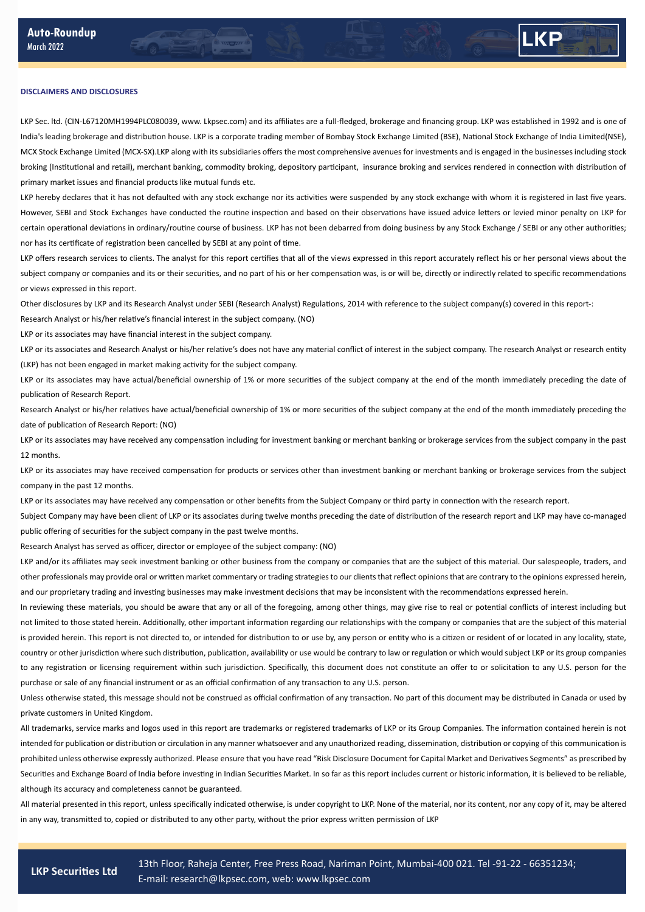**DISCLAIMERS AND DISCLOSURES**

LKP Sec. ltd. (CIN-L67120MH1994PLC080039, www. Lkpsec.com) and its affiliates are a full-fledged, brokerage and financing group. LKP was established in 1992 and is one of India's leading brokerage and distribution house. LKP is a corporate trading member of Bombay Stock Exchange Limited (BSE), National Stock Exchange of India Limited(NSE), MCX Stock Exchange Limited (MCX-SX).LKP along with its subsidiaries offers the most comprehensive avenues for investments and is engaged in the businesses including stock broking (Institutional and retail), merchant banking, commodity broking, depository participant, insurance broking and services rendered in connection with distribution of primary market issues and financial products like mutual funds etc.

LKP hereby declares that it has not defaulted with any stock exchange nor its activities were suspended by any stock exchange with whom it is registered in last five years. However, SEBI and Stock Exchanges have conducted the routine inspection and based on their observations have issued advice letters or levied minor penalty on LKP for certain operational deviations in ordinary/routine course of business. LKP has not been debarred from doing business by any Stock Exchange / SEBI or any other authorities; nor has its certificate of registration been cancelled by SEBI at any point of time.

LKP offers research services to clients. The analyst for this report certifies that all of the views expressed in this report accurately reflect his or her personal views about the subject company or companies and its or their securities, and no part of his or her compensation was, is or will be, directly or indirectly related to specific recommendations or views expressed in this report.

Other disclosures by LKP and its Research Analyst under SEBI (Research Analyst) Regulations, 2014 with reference to the subject company(s) covered in this report-:

Research Analyst or his/her relative's financial interest in the subject company. (NO)

LKP or its associates may have financial interest in the subject company.

LKP or its associates and Research Analyst or his/her relative's does not have any material conflict of interest in the subject company. The research Analyst or research entity (LKP) has not been engaged in market making activity for the subject company.

LKP or its associates may have actual/beneficial ownership of 1% or more securities of the subject company at the end of the month immediately preceding the date of publication of Research Report.

Research Analyst or his/her relatives have actual/beneficial ownership of 1% or more securities of the subject company at the end of the month immediately preceding the date of publication of Research Report: (NO)

LKP or its associates may have received any compensation including for investment banking or merchant banking or brokerage services from the subject company in the past 12 months.

LKP or its associates may have received compensation for products or services other than investment banking or merchant banking or brokerage services from the subject company in the past 12 months.

LKP or its associates may have received any compensation or other benefits from the Subject Company or third party in connection with the research report.

Subject Company may have been client of LKP or its associates during twelve months preceding the date of distribution of the research report and LKP may have co-managed public offering of securities for the subject company in the past twelve months.

Research Analyst has served as officer, director or employee of the subject company: (NO)

LKP and/or its affiliates may seek investment banking or other business from the company or companies that are the subject of this material. Our salespeople, traders, and other professionals may provide oral or written market commentary or trading strategies to our clients that reflect opinions that are contrary to the opinions expressed herein, and our proprietary trading and investing businesses may make investment decisions that may be inconsistent with the recommendations expressed herein.

In reviewing these materials, you should be aware that any or all of the foregoing, among other things, may give rise to real or potential conflicts of interest including but not limited to those stated herein. Additionally, other important information regarding our relationships with the company or companies that are the subject of this material is provided herein. This report is not directed to, or intended for distribution to or use by, any person or entity who is a citizen or resident of or located in any locality, state, country or other jurisdiction where such distribution, publication, availability or use would be contrary to law or regulation or which would subject LKP or its group companies to any registration or licensing requirement within such jurisdiction. Specifically, this document does not constitute an offer to or solicitation to any U.S. person for the purchase or sale of any financial instrument or as an official confirmation of any transaction to any U.S. person.

Unless otherwise stated, this message should not be construed as official confirmation of any transaction. No part of this document may be distributed in Canada or used by private customers in United Kingdom.

All trademarks, service marks and logos used in this report are trademarks or registered trademarks of LKP or its Group Companies. The information contained herein is not intended for publication or distribution or circulation in any manner whatsoever and any unauthorized reading, dissemination, distribution or copying of this communication is prohibited unless otherwise expressly authorized. Please ensure that you have read "Risk Disclosure Document for Capital Market and Derivatives Segments" as prescribed by Securities and Exchange Board of India before investing in Indian Securities Market. In so far as this report includes current or historic information, it is believed to be reliable, although its accuracy and completeness cannot be guaranteed.

All material presented in this report, unless specifically indicated otherwise, is under copyright to LKP. None of the material, nor its content, nor any copy of it, may be altered in any way, transmitted to, copied or distributed to any other party, without the prior express written permission of LKP

**LKP Securities Ltd**
13th Floor, Raheja Center, Free Press Road, Nariman Point, Mumbai-400 021. Tel -91-22 - 66351234;
E-mail: research@lkpsec.com, web: www.lkpsec.com